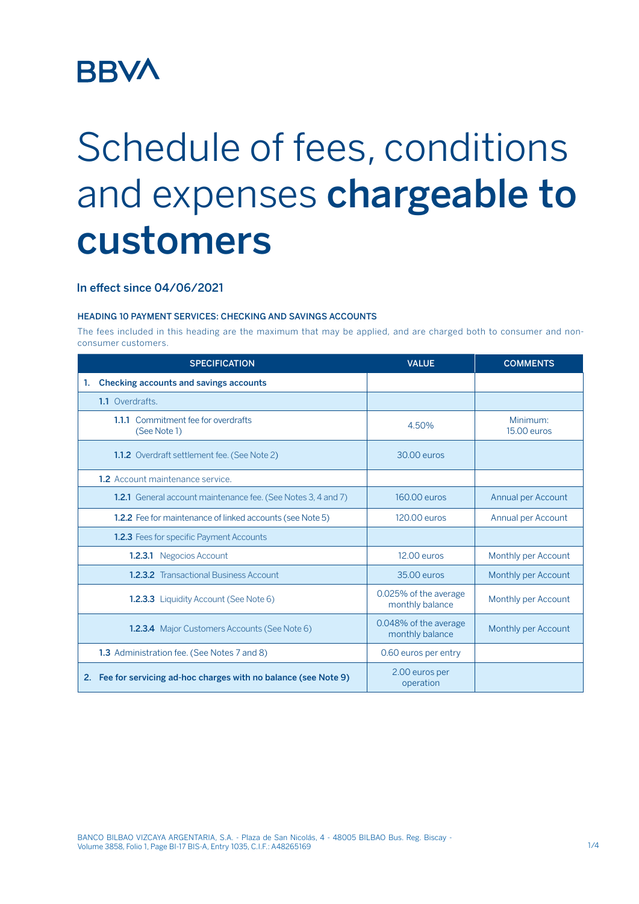BBVA

# Schedule of fees, conditions and expenses **chargeable to customers**

In effect since 04/06/2021

#### HEADING 10 PAYMENT SERVICES: CHECKING AND SAVINGS ACCOUNTS

The fees included in this heading are the maximum that may be applied, and are charged both to consumer and non-consumer customers.

| SPECIFICATION | VALUE | COMMENTS |
|---|---|---|
| **1. Checking accounts and savings accounts** | | |
| **1.1** Overdrafts. | | |
| **1.1.1** Commitment fee for overdrafts (See Note 1) | 4.50% | Minimum: 15.00 euros |
| **1.1.2** Overdraft settlement fee. (See Note 2) | 30.00 euros | |
| **1.2** Account maintenance service. | | |
| **1.2.1** General account maintenance fee. (See Notes 3, 4 and 7) | 160.00 euros | Annual per Account |
| **1.2.2** Fee for maintenance of linked accounts (see Note 5) | 120.00 euros | Annual per Account |
| **1.2.3** Fees for specific Payment Accounts | | |
| **1.2.3.1** Negocios Account | 12.00 euros | Monthly per Account |
| **1.2.3.2** Transactional Business Account | 35.00 euros | Monthly per Account |
| **1.2.3.3** Liquidity Account (See Note 6) | 0.025% of the average monthly balance | Monthly per Account |
| **1.2.3.4** Major Customers Accounts (See Note 6) | 0.048% of the average monthly balance | Monthly per Account |
| **1.3** Administration fee. (See Notes 7 and 8) | 0.60 euros per entry | |
| **2. Fee for servicing ad-hoc charges with no balance (see Note 9)** | 2.00 euros per operation | |

BANCO BILBAO VIZCAYA ARGENTARIA, S.A. - Plaza de San Nicolás, 4 - 48005 BILBAO Bus. Reg. Biscay - Volume 3858, Folio 1, Page BI-17 BIS-A, Entry 1035, C.I.F.: A48265169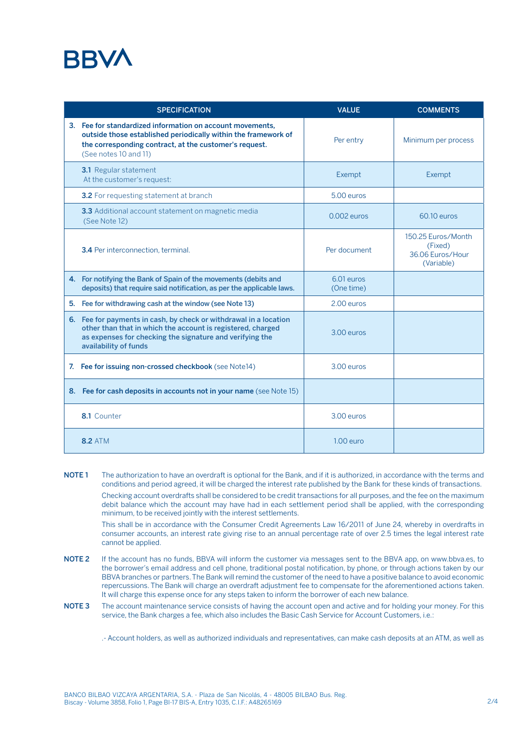| SPECIFICATION | VALUE | COMMENTS |
|---|---|---|
| **3. Fee for standardized information on account movements, outside those established periodically within the framework of the corresponding contract, at the customer's request.** (See notes 10 and 11) | Per entry | Minimum per process |
| **3.1** Regular statement At the customer's request: | Exempt | Exempt |
| **3.2** For requesting statement at branch | 5.00 euros | |
| **3.3** Additional account statement on magnetic media (See Note 12) | 0.002 euros | 60.10 euros |
| **3.4** Per interconnection, terminal. | Per document | 150.25 Euros/Month (Fixed) 36.06 Euros/Hour (Variable) |
| **4. For notifying the Bank of Spain of the movements (debits and deposits) that require said notification, as per the applicable laws.** | 6.01 euros (One time) | |
| **5. Fee for withdrawing cash at the window (see Note 13)** | 2.00 euros | |
| **6. Fee for payments in cash, by check or withdrawal in a location other than that in which the account is registered, charged as expenses for checking the signature and verifying the availability of funds** | 3.00 euros | |
| **7. Fee for issuing non-crossed checkbook** (see Note14) | 3.00 euros | |
| **8. Fee for cash deposits in accounts not in your name** (see Note 15) | | |
| **8.1** Counter | 3.00 euros | |
| **8.2** ATM | 1.00 euro | |

**NOTE 1** The authorization to have an overdraft is optional for the Bank, and if it is authorized, in accordance with the terms and conditions and period agreed, it will be charged the interest rate published by the Bank for these kinds of transactions.

Checking account overdrafts shall be considered to be credit transactions for all purposes, and the fee on the maximum debit balance which the account may have had in each settlement period shall be applied, with the corresponding minimum, to be received jointly with the interest settlements.

This shall be in accordance with the Consumer Credit Agreements Law 16/2011 of June 24, whereby in overdrafts in consumer accounts, an interest rate giving rise to an annual percentage rate of over 2.5 times the legal interest rate cannot be applied.

**NOTE 2** If the account has no funds, BBVA will inform the customer via messages sent to the BBVA app, on www.bbva.es, to the borrower's email address and cell phone, traditional postal notification, by phone, or through actions taken by our BBVA branches or partners. The Bank will remind the customer of the need to have a positive balance to avoid economic repercussions. The Bank will charge an overdraft adjustment fee to compensate for the aforementioned actions taken. It will charge this expense once for any steps taken to inform the borrower of each new balance.

**NOTE 3** The account maintenance service consists of having the account open and active and for holding your money. For this service, the Bank charges a fee, which also includes the Basic Cash Service for Account Customers, i.e.:

.- Account holders, as well as authorized individuals and representatives, can make cash deposits at an ATM, as well as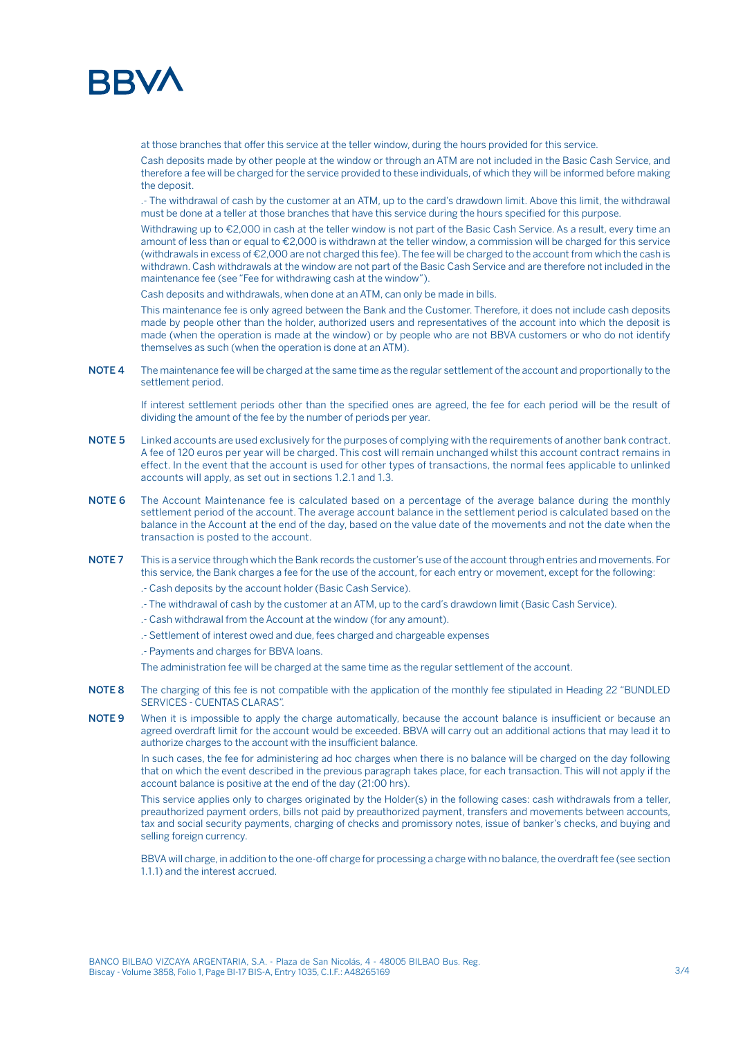at those branches that offer this service at the teller window, during the hours provided for this service.

Cash deposits made by other people at the window or through an ATM are not included in the Basic Cash Service, and therefore a fee will be charged for the service provided to these individuals, of which they will be informed before making the deposit.

.- The withdrawal of cash by the customer at an ATM, up to the card's drawdown limit. Above this limit, the withdrawal must be done at a teller at those branches that have this service during the hours specified for this purpose.

Withdrawing up to €2,000 in cash at the teller window is not part of the Basic Cash Service. As a result, every time an amount of less than or equal to €2,000 is withdrawn at the teller window, a commission will be charged for this service (withdrawals in excess of €2,000 are not charged this fee). The fee will be charged to the account from which the cash is withdrawn. Cash withdrawals at the window are not part of the Basic Cash Service and are therefore not included in the maintenance fee (see "Fee for withdrawing cash at the window").

Cash deposits and withdrawals, when done at an ATM, can only be made in bills.

This maintenance fee is only agreed between the Bank and the Customer. Therefore, it does not include cash deposits made by people other than the holder, authorized users and representatives of the account into which the deposit is made (when the operation is made at the window) or by people who are not BBVA customers or who do not identify themselves as such (when the operation is done at an ATM).

**NOTE 4** The maintenance fee will be charged at the same time as the regular settlement of the account and proportionally to the settlement period.

If interest settlement periods other than the specified ones are agreed, the fee for each period will be the result of dividing the amount of the fee by the number of periods per year.

**NOTE 5** Linked accounts are used exclusively for the purposes of complying with the requirements of another bank contract. A fee of 120 euros per year will be charged. This cost will remain unchanged whilst this account contract remains in effect. In the event that the account is used for other types of transactions, the normal fees applicable to unlinked accounts will apply, as set out in sections 1.2.1 and 1.3.

**NOTE 6** The Account Maintenance fee is calculated based on a percentage of the average balance during the monthly settlement period of the account. The average account balance in the settlement period is calculated based on the balance in the Account at the end of the day, based on the value date of the movements and not the date when the transaction is posted to the account.

**NOTE 7** This is a service through which the Bank records the customer's use of the account through entries and movements. For this service, the Bank charges a fee for the use of the account, for each entry or movement, except for the following:

.- Cash deposits by the account holder (Basic Cash Service).

.- The withdrawal of cash by the customer at an ATM, up to the card's drawdown limit (Basic Cash Service).

.- Cash withdrawal from the Account at the window (for any amount).

.- Settlement of interest owed and due, fees charged and chargeable expenses

.- Payments and charges for BBVA loans.

The administration fee will be charged at the same time as the regular settlement of the account.

**NOTE 8** The charging of this fee is not compatible with the application of the monthly fee stipulated in Heading 22 "BUNDLED SERVICES - CUENTAS CLARAS".

**NOTE 9** When it is impossible to apply the charge automatically, because the account balance is insufficient or because an agreed overdraft limit for the account would be exceeded. BBVA will carry out an additional actions that may lead it to authorize charges to the account with the insufficient balance.

In such cases, the fee for administering ad hoc charges when there is no balance will be charged on the day following that on which the event described in the previous paragraph takes place, for each transaction. This will not apply if the account balance is positive at the end of the day (21:00 hrs).

This service applies only to charges originated by the Holder(s) in the following cases: cash withdrawals from a teller, preauthorized payment orders, bills not paid by preauthorized payment, transfers and movements between accounts, tax and social security payments, charging of checks and promissory notes, issue of banker's checks, and buying and selling foreign currency.

BBVA will charge, in addition to the one-off charge for processing a charge with no balance, the overdraft fee (see section 1.1.1) and the interest accrued.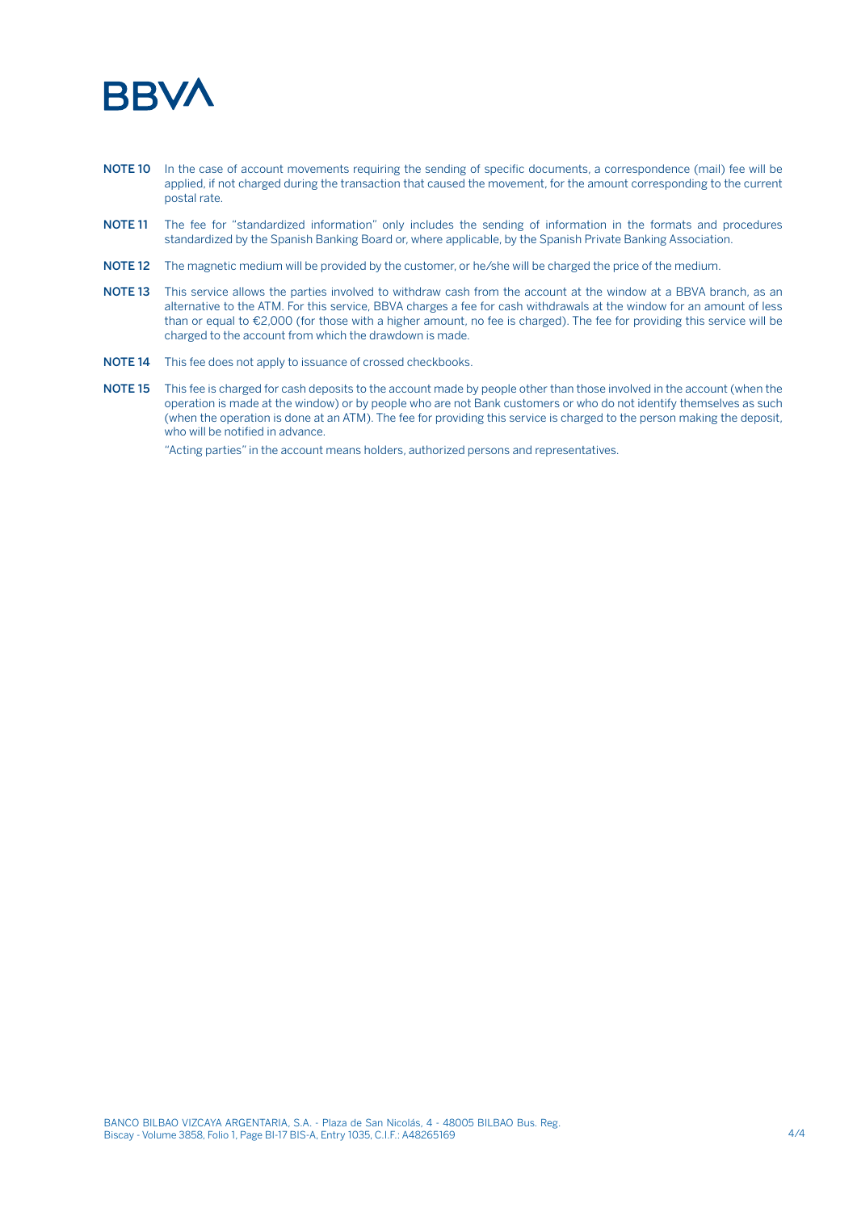**NOTE 10** In the case of account movements requiring the sending of specific documents, a correspondence (mail) fee will be applied, if not charged during the transaction that caused the movement, for the amount corresponding to the current postal rate.

**NOTE 11** The fee for "standardized information" only includes the sending of information in the formats and procedures standardized by the Spanish Banking Board or, where applicable, by the Spanish Private Banking Association.

**NOTE 12** The magnetic medium will be provided by the customer, or he/she will be charged the price of the medium.

**NOTE 13** This service allows the parties involved to withdraw cash from the account at the window at a BBVA branch, as an alternative to the ATM. For this service, BBVA charges a fee for cash withdrawals at the window for an amount of less than or equal to €2,000 (for those with a higher amount, no fee is charged). The fee for providing this service will be charged to the account from which the drawdown is made.

**NOTE 14** This fee does not apply to issuance of crossed checkbooks.

**NOTE 15** This fee is charged for cash deposits to the account made by people other than those involved in the account (when the operation is made at the window) or by people who are not Bank customers or who do not identify themselves as such (when the operation is done at an ATM). The fee for providing this service is charged to the person making the deposit, who will be notified in advance.

"Acting parties" in the account means holders, authorized persons and representatives.

BANCO BILBAO VIZCAYA ARGENTARIA, S.A. - Plaza de San Nicolás, 4 - 48005 BILBAO Bus. Reg. Biscay - Volume 3858, Folio 1, Page BI-17 BIS-A, Entry 1035, C.I.F.: A48265169